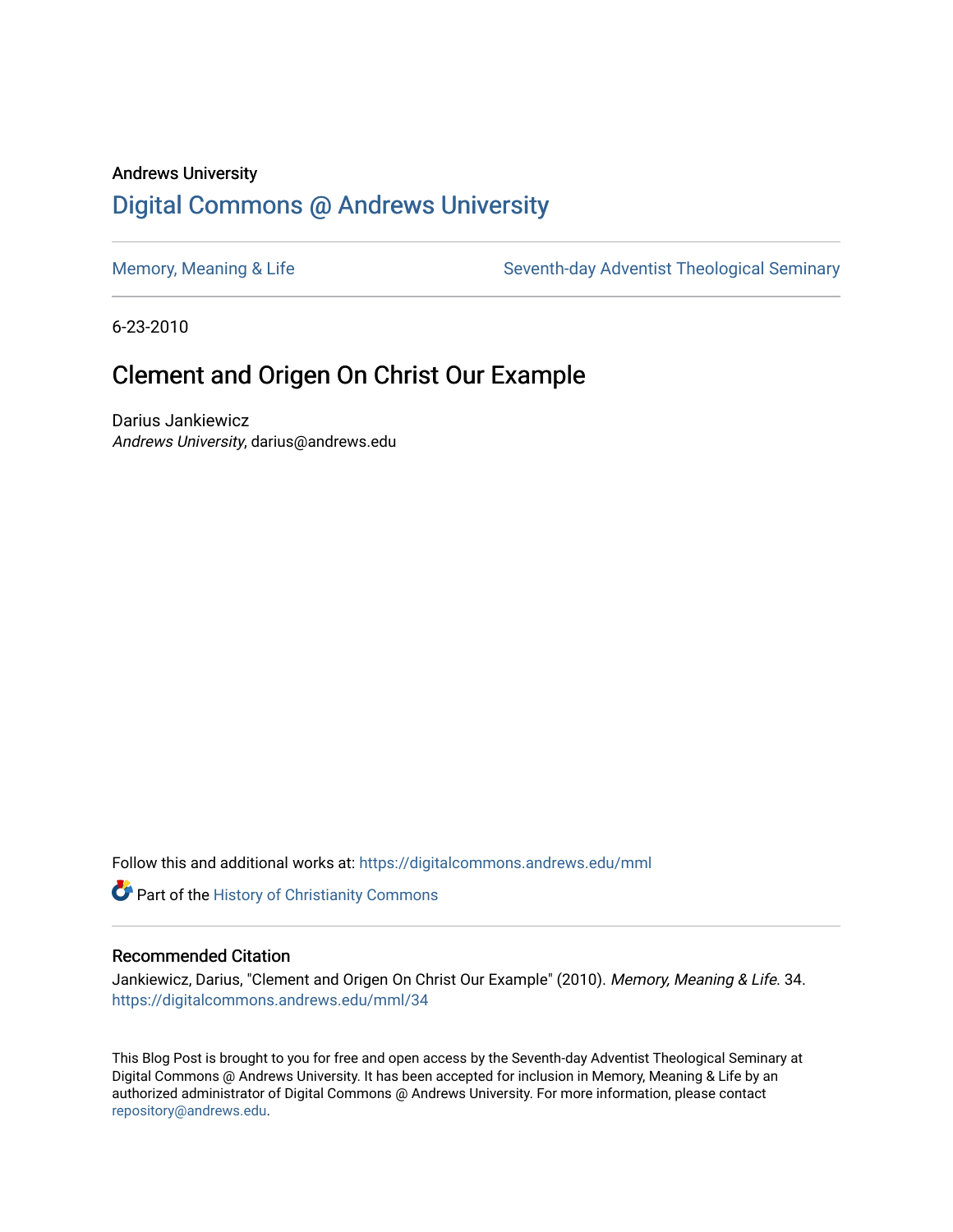Andrews University

# Digital Commons @ Andrews University

Memory, Meaning & Life | Seventh-day Adventist Theological Seminary

6-23-2010

## Clement and Origen On Christ Our Example

Darius Jankiewicz
*Andrews University*, darius@andrews.edu

Follow this and additional works at: https://digitalcommons.andrews.edu/mml

Part of the History of Christianity Commons

### Recommended Citation

Jankiewicz, Darius, "Clement and Origen On Christ Our Example" (2010). *Memory, Meaning & Life*. 34.
https://digitalcommons.andrews.edu/mml/34

This Blog Post is brought to you for free and open access by the Seventh-day Adventist Theological Seminary at Digital Commons @ Andrews University. It has been accepted for inclusion in Memory, Meaning & Life by an authorized administrator of Digital Commons @ Andrews University. For more information, please contact repository@andrews.edu.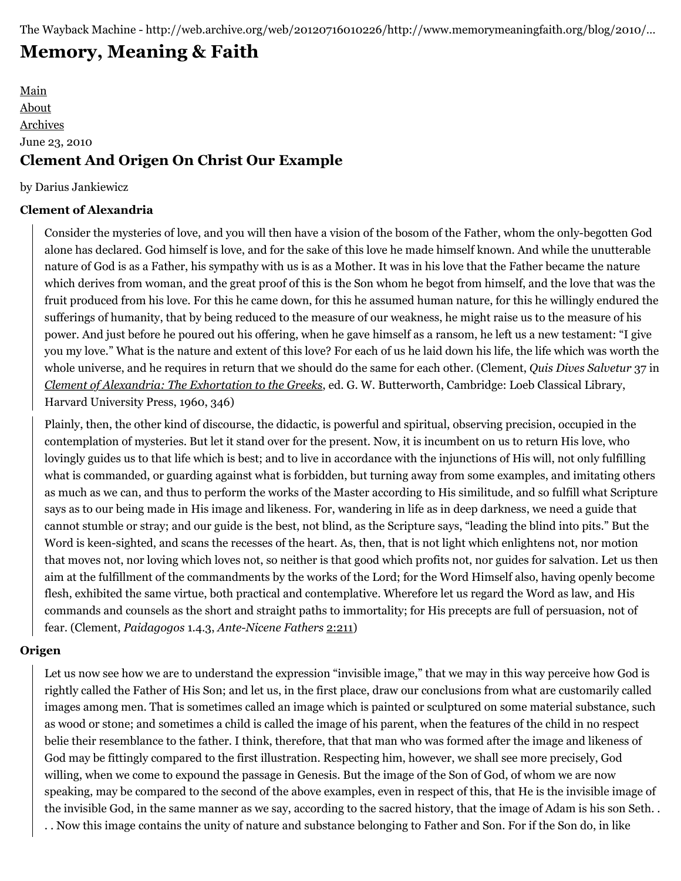The Wayback Machine - http://web.archive.org/web/20120716010226/http://www.memorymeaningfaith.org/blog/2010/...

# Memory, Meaning & Faith

[Main](#)
[About](#)
[Archives](#)

June 23, 2010

## Clement And Origen On Christ Our Example

by Darius Jankiewicz

### Clement of Alexandria

> Consider the mysteries of love, and you will then have a vision of the bosom of the Father, whom the only-begotten God alone has declared. God himself is love, and for the sake of this love he made himself known. And while the unutterable nature of God is as a Father, his sympathy with us is as a Mother. It was in his love that the Father became the nature which derives from woman, and the great proof of this is the Son whom he begot from himself, and the love that was the fruit produced from his love. For this he came down, for this he assumed human nature, for this he willingly endured the sufferings of humanity, that by being reduced to the measure of our weakness, he might raise us to the measure of his power. And just before he poured out his offering, when he gave himself as a ransom, he left us a new testament: "I give you my love." What is the nature and extent of this love? For each of us he laid down his life, the life which was worth the whole universe, and he requires in return that we should do the same for each other. (Clement, *Quis Dives Salvetur* 37 in *Clement of Alexandria: The Exhortation to the Greeks*, ed. G. W. Butterworth, Cambridge: Loeb Classical Library, Harvard University Press, 1960, 346)

> Plainly, then, the other kind of discourse, the didactic, is powerful and spiritual, observing precision, occupied in the contemplation of mysteries. But let it stand over for the present. Now, it is incumbent on us to return His love, who lovingly guides us to that life which is best; and to live in accordance with the injunctions of His will, not only fulfilling what is commanded, or guarding against what is forbidden, but turning away from some examples, and imitating others as much as we can, and thus to perform the works of the Master according to His similitude, and so fulfill what Scripture says as to our being made in His image and likeness. For, wandering in life as in deep darkness, we need a guide that cannot stumble or stray; and our guide is the best, not blind, as the Scripture says, "leading the blind into pits." But the Word is keen-sighted, and scans the recesses of the heart. As, then, that is not light which enlightens not, nor motion that moves not, nor loving which loves not, so neither is that good which profits not, nor guides for salvation. Let us then aim at the fulfillment of the commandments by the works of the Lord; for the Word Himself also, having openly become flesh, exhibited the same virtue, both practical and contemplative. Wherefore let us regard the Word as law, and His commands and counsels as the short and straight paths to immortality; for His precepts are full of persuasion, not of fear. (Clement, *Paidagogos* 1.4.3, *Ante-Nicene Fathers* 2:211)

### Origen

> Let us now see how we are to understand the expression "invisible image," that we may in this way perceive how God is rightly called the Father of His Son; and let us, in the first place, draw our conclusions from what are customarily called images among men. That is sometimes called an image which is painted or sculptured on some material substance, such as wood or stone; and sometimes a child is called the image of his parent, when the features of the child in no respect belie their resemblance to the father. I think, therefore, that that man who was formed after the image and likeness of God may be fittingly compared to the first illustration. Respecting him, however, we shall see more precisely, God willing, when we come to expound the passage in Genesis. But the image of the Son of God, of whom we are now speaking, may be compared to the second of the above examples, even in respect of this, that He is the invisible image of the invisible God, in the same manner as we say, according to the sacred history, that the image of Adam is his son Seth. . . . Now this image contains the unity of nature and substance belonging to Father and Son. For if the Son do, in like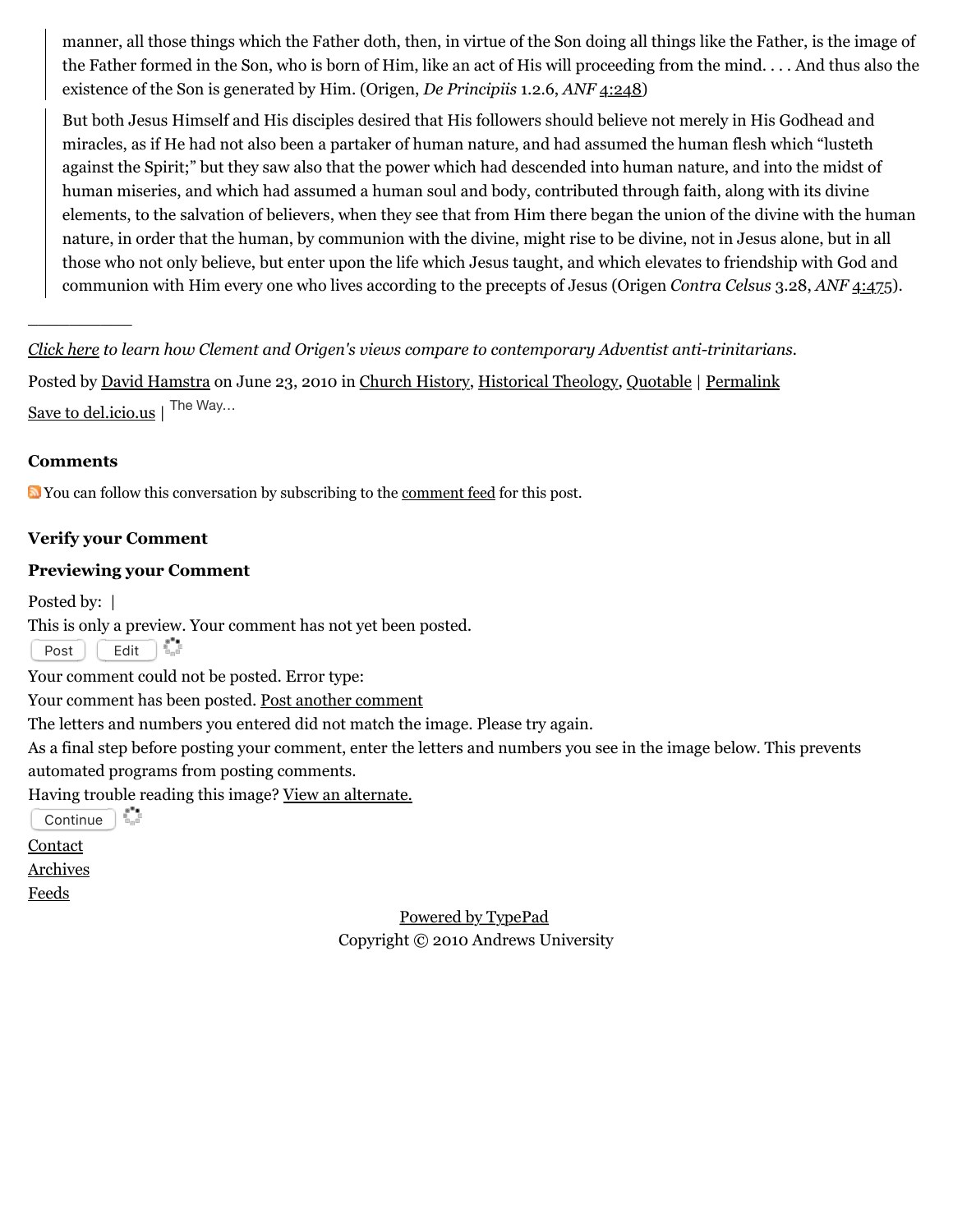> manner, all those things which the Father doth, then, in virtue of the Son doing all things like the Father, is the image of the Father formed in the Son, who is born of Him, like an act of His will proceeding from the mind. . . . And thus also the existence of the Son is generated by Him. (Origen, *De Principiis* 1.2.6, *ANF* 4:248)

> But both Jesus Himself and His disciples desired that His followers should believe not merely in His Godhead and miracles, as if He had not also been a partaker of human nature, and had assumed the human flesh which "lusteth against the Spirit;" but they saw also that the power which had descended into human nature, and into the midst of human miseries, and which had assumed a human soul and body, contributed through faith, along with its divine elements, to the salvation of believers, when they see that from Him there began the union of the divine with the human nature, in order that the human, by communion with the divine, might rise to be divine, not in Jesus alone, but in all those who not only believe, but enter upon the life which Jesus taught, and which elevates to friendship with God and communion with Him every one who lives according to the precepts of Jesus (Origen *Contra Celsus* 3.28, *ANF* 4:475).

---

*Click here to learn how Clement and Origen's views compare to contemporary Adventist anti-trinitarians.*

Posted by David Hamstra on June 23, 2010 in Church History, Historical Theology, Quotable | Permalink

Save to del.icio.us | The Way...

### Comments

You can follow this conversation by subscribing to the comment feed for this post.

### Verify your Comment

### Previewing your Comment

Posted by: |

This is only a preview. Your comment has not yet been posted.

Post Edit

Your comment could not be posted. Error type:

Your comment has been posted. Post another comment

The letters and numbers you entered did not match the image. Please try again.

As a final step before posting your comment, enter the letters and numbers you see in the image below. This prevents automated programs from posting comments.

Having trouble reading this image? View an alternate.

Continue

Contact

Archives

Feeds

Powered by TypePad

Copyright © 2010 Andrews University